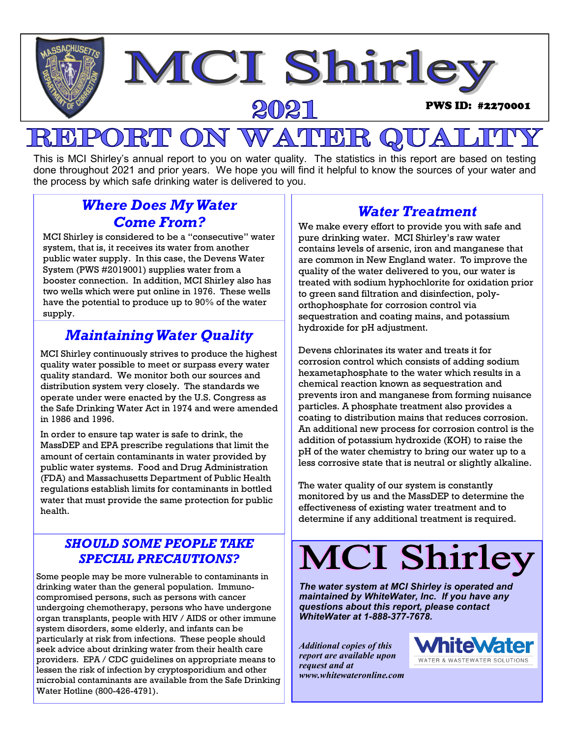# MCI Shirley

## 2021

**PWS ID: #2270001**

# REPORT ON WATER QUALITY

This is MCI Shirley's annual report to you on water quality. The statistics in this report are based on testing done throughout 2021 and prior years. We hope you will find it helpful to know the sources of your water and the process by which safe drinking water is delivered to you.

## *Where Does My Water Come From?*

MCI Shirley is considered to be a "consecutive" water system, that is, it receives its water from another public water supply. In this case, the Devens Water System (PWS #2019001) supplies water from a booster connection. In addition, MCI Shirley also has two wells which were put online in 1976. These wells have the potential to produce up to 90% of the water supply.

## *Maintaining Water Quality*

MCI Shirley continuously strives to produce the highest quality water possible to meet or surpass every water quality standard. We monitor both our sources and distribution system very closely. The standards we operate under were enacted by the U.S. Congress as the Safe Drinking Water Act in 1974 and were amended in 1986 and 1996.

In order to ensure tap water is safe to drink, the MassDEP and EPA prescribe regulations that limit the amount of certain contaminants in water provided by public water systems. Food and Drug Administration (FDA) and Massachusetts Department of Public Health regulations establish limits for contaminants in bottled water that must provide the same protection for public health.

## *SHOULD SOME PEOPLE TAKE SPECIAL PRECAUTIONS?*

Some people may be more vulnerable to contaminants in drinking water than the general population. Immuno-compromised persons, such as persons with cancer undergoing chemotherapy, persons who have undergone organ transplants, people with HIV / AIDS or other immune system disorders, some elderly, and infants can be particularly at risk from infections. These people should seek advice about drinking water from their health care providers. EPA / CDC guidelines on appropriate means to lessen the risk of infection by cryptosporidium and other microbial contaminants are available from the Safe Drinking Water Hotline (800-426-4791).

## *Water Treatment*

We make every effort to provide you with safe and pure drinking water. MCI Shirley's raw water contains levels of arsenic, iron and manganese that are common in New England water. To improve the quality of the water delivered to you, our water is treated with sodium hyphochlorite for oxidation prior to green sand filtration and disinfection, poly-orthophosphate for corrosion control via sequestration and coating mains, and potassium hydroxide for pH adjustment.

Devens chlorinates its water and treats it for corrosion control which consists of adding sodium hexametaphosphate to the water which results in a chemical reaction known as sequestration and prevents iron and manganese from forming nuisance particles. A phosphate treatment also provides a coating to distribution mains that reduces corrosion. An additional new process for corrosion control is the addition of potassium hydroxide (KOH) to raise the pH of the water chemistry to bring our water up to a less corrosive state that is neutral or slightly alkaline.

The water quality of our system is constantly monitored by us and the MassDEP to determine the effectiveness of existing water treatment and to determine if any additional treatment is required.

# MCI Shirley

***The water system at MCI Shirley is operated and maintained by WhiteWater, Inc. If you have any questions about this report, please contact WhiteWater at 1-888-377-7678.***

*Additional copies of this report are available upon request and at www.whitewateronline.com*

WhiteWater
WATER & WASTEWATER SOLUTIONS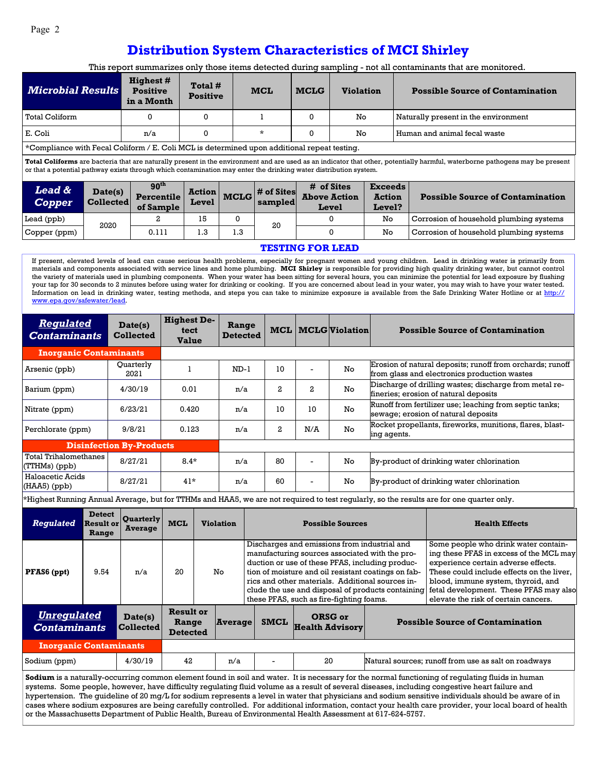# Distribution System Characteristics of MCI Shirley

This report summarizes only those items detected during sampling - not all contaminants that are monitored.

| *Microbial Results* | Highest # Positive in a Month | Total # Positive | MCL | MCLG | Violation | Possible Source of Contamination |
|---|---|---|---|---|---|---|
| Total Coliform | 0 | 0 | 1 | 0 | No | Naturally present in the environment |
| E. Coli | n/a | 0 | * | 0 | No | Human and animal fecal waste |

*Compliance with Fecal Coliform / E. Coli MCL is determined upon additional repeat testing.

**Total Coliforms** are bacteria that are naturally present in the environment and are used as an indicator that other, potentially harmful, waterborne pathogens may be present or that a potential pathway exists through which contamination may enter the drinking water distribution system.

| *Lead & Copper* | Date(s) Collected | 90th Percentile of Sample | Action Level | MCLG | # of Sites sampled | # of Sites Above Action Level | Exceeds Action Level? | Possible Source of Contamination |
|---|---|---|---|---|---|---|---|---|
| Lead (ppb) | 2020 | 2 | 15 | 0 | 20 | 0 | No | Corrosion of household plumbing systems |
| Copper (ppm) | | 0.111 | 1.3 | 1.3 | | 0 | No | Corrosion of household plumbing systems |

## TESTING FOR LEAD

If present, elevated levels of lead can cause serious health problems, especially for pregnant women and young children. Lead in drinking water is primarily from materials and components associated with service lines and home plumbing. **MCI Shirley** is responsible for providing high quality drinking water, but cannot control the variety of materials used in plumbing components. When your water has been sitting for several hours, you can minimize the potential for lead exposure by flushing your tap for 30 seconds to 2 minutes before using water for drinking or cooking. If you are concerned about lead in your water, you may wish to have your water tested. Information on lead in drinking water, testing methods, and steps you can take to minimize exposure is available from the Safe Drinking Water Hotline or at http://www.epa.gov/safewater/lead.

| *Regulated Contaminants* | Date(s) Collected | Highest Detect Value | Range Detected | MCL | MCLG | Violation | Possible Source of Contamination |
|---|---|---|---|---|---|---|---|
| **Inorganic Contaminants** | | | | | | | |
| Arsenic (ppb) | Quarterly 2021 | 1 | ND-1 | 10 | - | No | Erosion of natural deposits; runoff from orchards; runoff from glass and electronics production wastes |
| Barium (ppm) | 4/30/19 | 0.01 | n/a | 2 | 2 | No | Discharge of drilling wastes; discharge from metal refineries; erosion of natural deposits |
| Nitrate (ppm) | 6/23/21 | 0.420 | n/a | 10 | 10 | No | Runoff from fertilizer use; leaching from septic tanks; sewage; erosion of natural deposits |
| Perchlorate (ppm) | 9/8/21 | 0.123 | n/a | 2 | N/A | No | Rocket propellants, fireworks, munitions, flares, blasting agents. |
| **Disinfection By-Products** | | | | | | | |
| Total Trihalomethanes (TTHMs) (ppb) | 8/27/21 | 8.4* | n/a | 80 | - | No | By-product of drinking water chlorination |
| Haloacetic Acids (HAA5) (ppb) | 8/27/21 | 41* | n/a | 60 | - | No | By-product of drinking water chlorination |

*Highest Running Annual Average, but for TTHMs and HAA5, we are not required to test regularly, so the results are for one quarter only.

| *Regulated* | Detect Result or Range | Quarterly Average | MCL | Violation | Possible Sources | Health Effects |
|---|---|---|---|---|---|---|
| **PFAS6 (ppt)** | 9.54 | n/a | 20 | No | Discharges and emissions from industrial and manufacturing sources associated with the production or use of these PFAS, including production of moisture and oil resistant coatings on fabrics and other materials. Additional sources include the use and disposal of products containing these PFAS, such as fire-fighting foams. | Some people who drink water containing these PFAS in excess of the MCL may experience certain adverse effects. These could include effects on the liver, blood, immune system, thyroid, and fetal development. These PFAS may also elevate the risk of certain cancers. |

| *Unregulated Contaminants* | Date(s) Collected | Result or Range Detected | Average | SMCL | ORSG or Health Advisory | Possible Source of Contamination |
|---|---|---|---|---|---|---|
| **Inorganic Contaminants** | | | | | | |
| Sodium (ppm) | 4/30/19 | 42 | n/a | - | 20 | Natural sources; runoff from use as salt on roadways |

**Sodium** is a naturally-occurring common element found in soil and water. It is necessary for the normal functioning of regulating fluids in human systems. Some people, however, have difficulty regulating fluid volume as a result of several diseases, including congestive heart failure and hypertension. The guideline of 20 mg/L for sodium represents a level in water that physicians and sodium sensitive individuals should be aware of in cases where sodium exposures are being carefully controlled. For additional information, contact your health care provider, your local board of health or the Massachusetts Department of Public Health, Bureau of Environmental Health Assessment at 617-624-5757.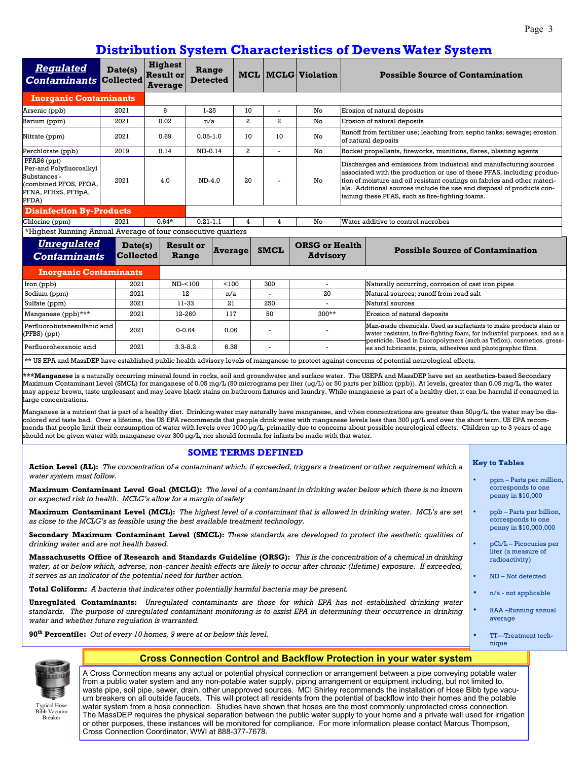// Distribution System Characteristics of Devens Water System

## Distribution System Characteristics of Devens Water System

| *Regulated Contaminants* | Date(s) Collected | Highest Result or Average | Range Detected | MCL | MCLG | Violation | Possible Source of Contamination |
|---|---|---|---|---|---|---|---|
| **Inorganic Contaminants** | | | | | | | |
| Arsenic (ppb) | 2021 | 6 | 1-25 | 10 | - | No | Erosion of natural deposits |
| Barium (ppm) | 2021 | 0.02 | n/a | 2 | 2 | No | Erosion of natural deposits |
| Nitrate (ppm) | 2021 | 0.69 | 0.05-1.0 | 10 | 10 | No | Runoff from fertilizer use; leaching from septic tanks; sewage; erosion of natural deposits |
| Perchlorate (ppb) | 2019 | 0.14 | ND-0.14 | 2 | - | No | Rocket propellants, fireworks, munitions, flares, blasting agents |
| PFAS6 (ppt) Per-and Polyfluoroalkyl Substances - (combined PFOS, PFOA, PFNA, PFHxS, PFHpA, PFDA) | 2021 | 4.0 | ND-4.0 | 20 | - | No | Discharges and emissions from industrial and manufacturing sources associated with the production or use of these PFAS, including production of moisture and oil resistant coatings on fabrics and other materials. Additional sources include the use and disposal of products containing these PFAS, such as fire-fighting foams. |
| **Disinfection By-Products** | | | | | | | |
| Chlorine (ppm) | 2021 | 0.64* | 0.21-1.1 | 4 | 4 | No | Water additive to control microbes |

*Highest Running Annual Average of four consecutive quarters

| *Unregulated Contaminants* | Date(s) Collected | Result or Range | Average | SMCL | ORSG or Health Advisory | Possible Source of Contamination |
|---|---|---|---|---|---|---|
| **Inorganic Contaminants** | | | | | | |
| Iron (ppb) | 2021 | ND-<100 | <100 | 300 | - | Naturally occurring, corrosion of cast iron pipes |
| Sodium (ppm) | 2021 | 12 | n/a | - | 20 | Natural sources; runoff from road salt |
| Sulfate (ppm) | 2021 | 11-33 | 21 | 250 | - | Natural sources |
| Manganese (ppb)*** | 2021 | 12-260 | 117 | 50 | 300** | Erosion of natural deposits |
| Perfluorobutanesulfanic acid (PFBS) (ppt) | 2021 | 0-0.64 | 0.06 | - | - | Man-made chemicals. Used as surfactants to make products stain or water resistant, in fire-fighting foam, for industrial purposes, and as a pesticide. Used in fluoropolymers (such as Teflon), cosmetics, greases and lubricants, paints, adhesives and photographic films. |
| Perfluorohexanoic acid | 2021 | 3.3-8.2 | 6.38 | - | - | |

** US EPA and MassDEP have established public health advisory levels of manganese to protect against concerns of potential neurological effects.

***__Manganese__ is a naturally occurring mineral found in rocks, soil and groundwater and surface water. The USEPA and MassDEP have set an aesthetics-based Secondary Maximum Contaminant Level (SMCL) for manganese of 0.05 mg/L (50 micrograms per liter (μg/L) or 50 parts per billion (ppb)). At levels, greater than 0.05 mg/L, the water may appear brown, taste unpleasant and may leave black stains on bathroom fixtures and laundry. While manganese is part of a healthy diet, it can be harmful if consumed in large concentrations.

Manganese is a nutrient that is part of a healthy diet. Drinking water may naturally have manganese, and when concentrations are greater than 50μg/L, the water may be discolored and taste bad. Over a lifetime, the US EPA recommends that people drink water with manganese levels less than 300 μg/L and over the short term, US EPA recommends that people limit their consumption of water with levels over 1000 μg/L, primarily due to concerns about possible neurological effects. Children up to 3 years of age should not be given water with manganese over 300 μg/L, nor should formula for infants be made with that water.

### SOME TERMS DEFINED

**Action Level (AL):** *The concentration of a contaminant which, if exceeded, triggers a treatment or other requirement which a water system must follow.*

**Maximum Contaminant Level Goal (MCLG):** *The level of a contaminant in drinking water below which there is no known or expected risk to health. MCLG's allow for a margin of safety*

**Maximum Contaminant Level (MCL):** *The highest level of a contaminant that is allowed in drinking water. MCL's are set as close to the MCLG's as feasible using the best available treatment technology.*

**Secondary Maximum Contaminant Level (SMCL):** *These standards are developed to protect the aesthetic qualities of drinking water and are not health based.*

**Massachusetts Office of Research and Standards Guideline (ORSG):** *This is the concentration of a chemical in drinking water, at or below which, adverse, non-cancer health effects are likely to occur after chronic (lifetime) exposure. If exceeded, it serves as an indicator of the potential need for further action.*

**Total Coliform:** *A bacteria that indicates other potentially harmful bacteria may be present.*

**Unregulated Contaminants:** *Unregulated contaminants are those for which EPA has not established drinking water standards. The purpose of unregulated contaminant monitoring is to assist EPA in determining their occurrence in drinking water and whether future regulation is warranted.*

**90th Percentile:** *Out of every 10 homes, 9 were at or below this level.*

**Key to Tables**

- ppm – Parts per million, corresponds to one penny in $10,000
- ppb – Parts per billion, corresponds to one penny in $10,000,000
- pCi/L – Picocuries per liter (a measure of radioactivity)
- ND – Not detected
- n/a - not applicable
- RAA –Running annual average
- TT—Treatment technique

### Cross Connection Control and Backflow Protection in your water system

Typical Hose Bibb Vacuum Breaker

A Cross Connection means any actual or potential physical connection or arrangement between a pipe conveying potable water from a public water system and any non-potable water supply, piping arrangement or equipment including, but not limited to, waste pipe, soil pipe, sewer, drain, other unapproved sources. MCI Shirley recommends the installation of Hose Bibb type vacuum breakers on all outside faucets. This will protect all residents from the potential of backflow into their homes and the potable water system from a hose connection. Studies have shown that hoses are the most commonly unprotected cross connection. The MassDEP requires the physical separation between the public water supply to your home and a private well used for irrigation or other purposes, these instances will be monitored for compliance. For more information please contact Marcus Thompson, Cross Connection Coordinator, WWI at 888-377-7678.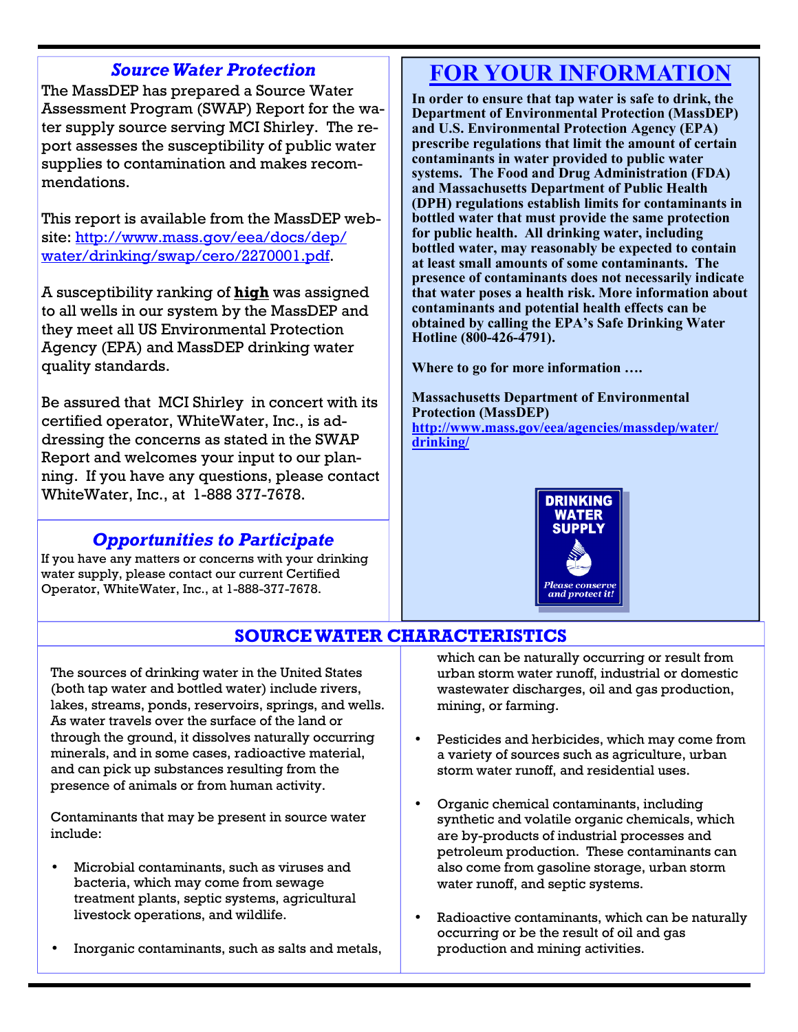## *Source Water Protection*

The MassDEP has prepared a Source Water Assessment Program (SWAP) Report for the water supply source serving MCI Shirley. The report assesses the susceptibility of public water supplies to contamination and makes recommendations.

This report is available from the MassDEP website: http://www.mass.gov/eea/docs/dep/water/drinking/swap/cero/2270001.pdf.

A susceptibility ranking of **high** was assigned to all wells in our system by the MassDEP and they meet all US Environmental Protection Agency (EPA) and MassDEP drinking water quality standards.

Be assured that MCI Shirley in concert with its certified operator, WhiteWater, Inc., is addressing the concerns as stated in the SWAP Report and welcomes your input to our planning. If you have any questions, please contact WhiteWater, Inc., at 1-888 377-7678.

## *Opportunities to Participate*

If you have any matters or concerns with your drinking water supply, please contact our current Certified Operator, WhiteWater, Inc., at 1-888-377-7678.

## FOR YOUR INFORMATION

**In order to ensure that tap water is safe to drink, the Department of Environmental Protection (MassDEP) and U.S. Environmental Protection Agency (EPA) prescribe regulations that limit the amount of certain contaminants in water provided to public water systems. The Food and Drug Administration (FDA) and Massachusetts Department of Public Health (DPH) regulations establish limits for contaminants in bottled water that must provide the same protection for public health. All drinking water, including bottled water, may reasonably be expected to contain at least small amounts of some contaminants. The presence of contaminants does not necessarily indicate that water poses a health risk. More information about contaminants and potential health effects can be obtained by calling the EPA's Safe Drinking Water Hotline (800-426-4791).**

**Where to go for more information ….**

**Massachusetts Department of Environmental Protection (MassDEP)**
**http://www.mass.gov/eea/agencies/massdep/water/drinking/**

DRINKING WATER SUPPLY

*Please conserve and protect it!*

## SOURCE WATER CHARACTERISTICS

The sources of drinking water in the United States (both tap water and bottled water) include rivers, lakes, streams, ponds, reservoirs, springs, and wells. As water travels over the surface of the land or through the ground, it dissolves naturally occurring minerals, and in some cases, radioactive material, and can pick up substances resulting from the presence of animals or from human activity.

Contaminants that may be present in source water include:

- Microbial contaminants, such as viruses and bacteria, which may come from sewage treatment plants, septic systems, agricultural livestock operations, and wildlife.
- Inorganic contaminants, such as salts and metals, which can be naturally occurring or result from urban storm water runoff, industrial or domestic wastewater discharges, oil and gas production, mining, or farming.
- Pesticides and herbicides, which may come from a variety of sources such as agriculture, urban storm water runoff, and residential uses.
- Organic chemical contaminants, including synthetic and volatile organic chemicals, which are by-products of industrial processes and petroleum production. These contaminants can also come from gasoline storage, urban storm water runoff, and septic systems.
- Radioactive contaminants, which can be naturally occurring or be the result of oil and gas production and mining activities.